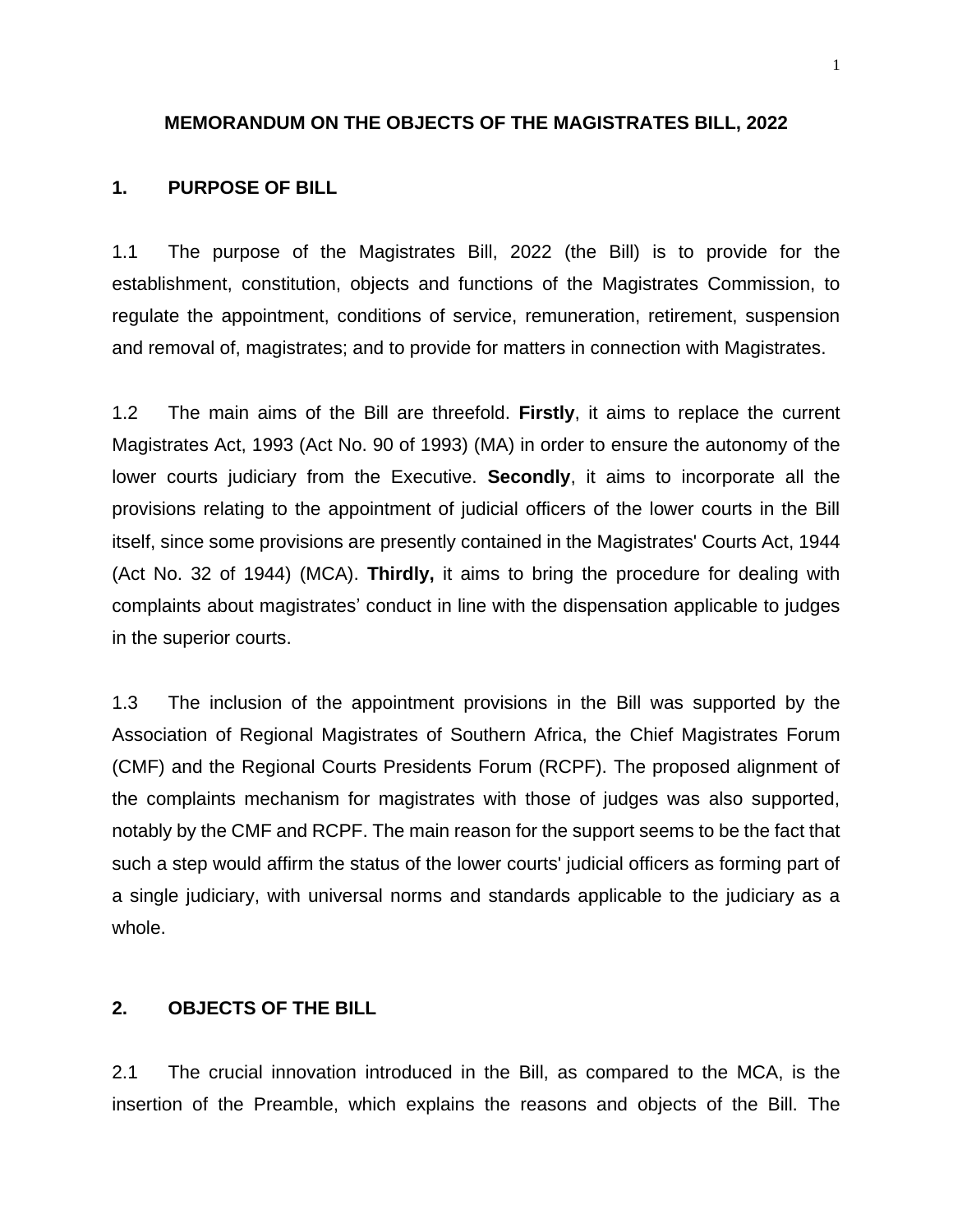# MEMORANDUM ON THE OBJECTS OF THE MAGISTRATES BILL, 2022

## 1. PURPOSE OF BILL

1.1 The purpose of the Magistrates Bill, 2022 (the Bill) is to provide for the establishment, constitution, objects and functions of the Magistrates Commission, to regulate the appointment, conditions of service, remuneration, retirement, suspension and removal of, magistrates; and to provide for matters in connection with Magistrates.

1.2 The main aims of the Bill are threefold. **Firstly**, it aims to replace the current Magistrates Act, 1993 (Act No. 90 of 1993) (MA) in order to ensure the autonomy of the lower courts judiciary from the Executive. **Secondly**, it aims to incorporate all the provisions relating to the appointment of judicial officers of the lower courts in the Bill itself, since some provisions are presently contained in the Magistrates' Courts Act, 1944 (Act No. 32 of 1944) (MCA). **Thirdly,** it aims to bring the procedure for dealing with complaints about magistrates' conduct in line with the dispensation applicable to judges in the superior courts.

1.3 The inclusion of the appointment provisions in the Bill was supported by the Association of Regional Magistrates of Southern Africa, the Chief Magistrates Forum (CMF) and the Regional Courts Presidents Forum (RCPF). The proposed alignment of the complaints mechanism for magistrates with those of judges was also supported, notably by the CMF and RCPF. The main reason for the support seems to be the fact that such a step would affirm the status of the lower courts' judicial officers as forming part of a single judiciary, with universal norms and standards applicable to the judiciary as a whole.

## 2. OBJECTS OF THE BILL

2.1 The crucial innovation introduced in the Bill, as compared to the MCA, is the insertion of the Preamble, which explains the reasons and objects of the Bill. The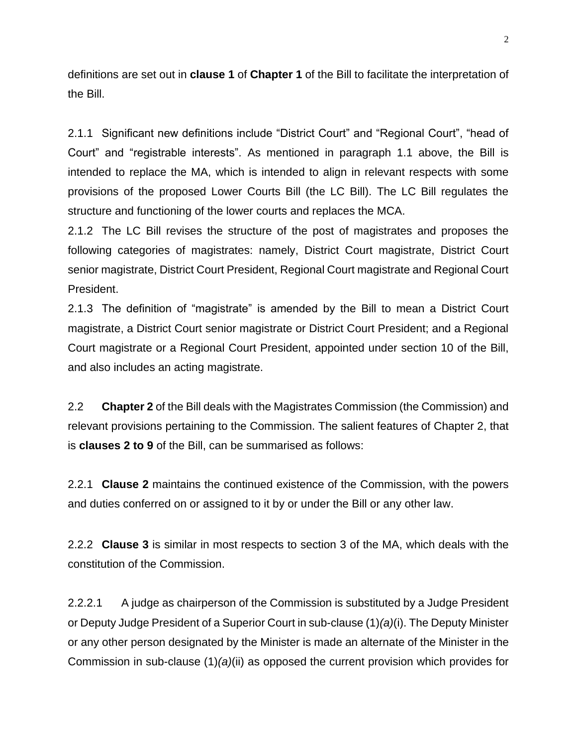definitions are set out in **clause 1** of **Chapter 1** of the Bill to facilitate the interpretation of the Bill.

2.1.1 Significant new definitions include “District Court” and “Regional Court”, “head of Court” and “registrable interests”. As mentioned in paragraph 1.1 above, the Bill is intended to replace the MA, which is intended to align in relevant respects with some provisions of the proposed Lower Courts Bill (the LC Bill). The LC Bill regulates the structure and functioning of the lower courts and replaces the MCA.

2.1.2 The LC Bill revises the structure of the post of magistrates and proposes the following categories of magistrates: namely, District Court magistrate, District Court senior magistrate, District Court President, Regional Court magistrate and Regional Court President.

2.1.3 The definition of “magistrate” is amended by the Bill to mean a District Court magistrate, a District Court senior magistrate or District Court President; and a Regional Court magistrate or a Regional Court President, appointed under section 10 of the Bill, and also includes an acting magistrate.

2.2 **Chapter 2** of the Bill deals with the Magistrates Commission (the Commission) and relevant provisions pertaining to the Commission. The salient features of Chapter 2, that is **clauses 2 to 9** of the Bill, can be summarised as follows:

2.2.1 **Clause 2** maintains the continued existence of the Commission, with the powers and duties conferred on or assigned to it by or under the Bill or any other law.

2.2.2 **Clause 3** is similar in most respects to section 3 of the MA, which deals with the constitution of the Commission.

2.2.2.1 A judge as chairperson of the Commission is substituted by a Judge President or Deputy Judge President of a Superior Court in sub-clause (1)*(a)*(i). The Deputy Minister or any other person designated by the Minister is made an alternate of the Minister in the Commission in sub-clause (1)*(a)*(ii) as opposed the current provision which provides for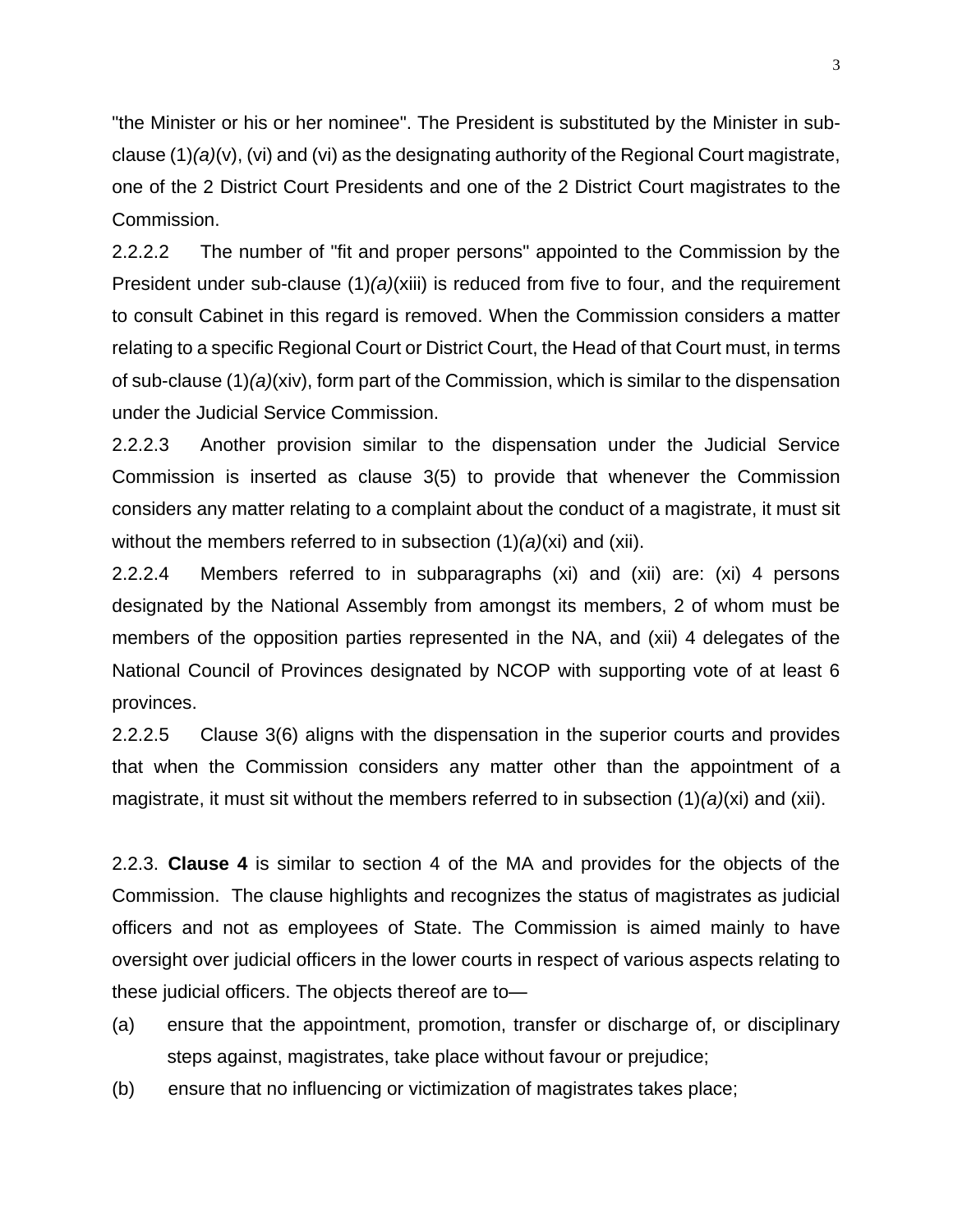"the Minister or his or her nominee". The President is substituted by the Minister in sub-clause (1)*(a)*(v), (vi) and (vi) as the designating authority of the Regional Court magistrate, one of the 2 District Court Presidents and one of the 2 District Court magistrates to the Commission.

2.2.2.2 The number of "fit and proper persons" appointed to the Commission by the President under sub-clause (1)*(a)*(xiii) is reduced from five to four, and the requirement to consult Cabinet in this regard is removed. When the Commission considers a matter relating to a specific Regional Court or District Court, the Head of that Court must, in terms of sub-clause (1)*(a)*(xiv), form part of the Commission, which is similar to the dispensation under the Judicial Service Commission.

2.2.2.3 Another provision similar to the dispensation under the Judicial Service Commission is inserted as clause 3(5) to provide that whenever the Commission considers any matter relating to a complaint about the conduct of a magistrate, it must sit without the members referred to in subsection (1)*(a)*(xi) and (xii).

2.2.2.4 Members referred to in subparagraphs (xi) and (xii) are: (xi) 4 persons designated by the National Assembly from amongst its members, 2 of whom must be members of the opposition parties represented in the NA, and (xii) 4 delegates of the National Council of Provinces designated by NCOP with supporting vote of at least 6 provinces.

2.2.2.5 Clause 3(6) aligns with the dispensation in the superior courts and provides that when the Commission considers any matter other than the appointment of a magistrate, it must sit without the members referred to in subsection (1)*(a)*(xi) and (xii).

2.2.3. **Clause 4** is similar to section 4 of the MA and provides for the objects of the Commission. The clause highlights and recognizes the status of magistrates as judicial officers and not as employees of State. The Commission is aimed mainly to have oversight over judicial officers in the lower courts in respect of various aspects relating to these judicial officers. The objects thereof are to—

(a) ensure that the appointment, promotion, transfer or discharge of, or disciplinary steps against, magistrates, take place without favour or prejudice;

(b) ensure that no influencing or victimization of magistrates takes place;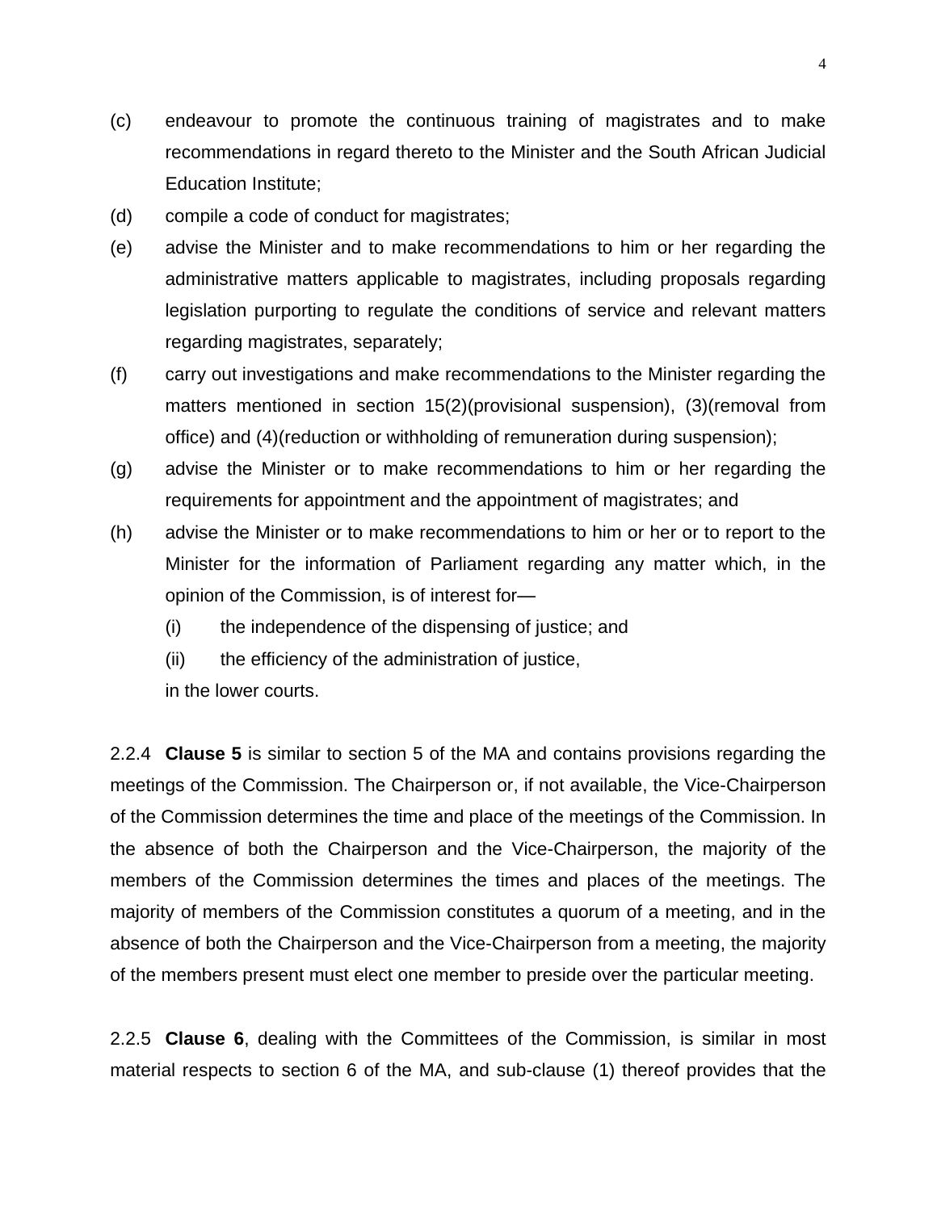(c) endeavour to promote the continuous training of magistrates and to make recommendations in regard thereto to the Minister and the South African Judicial Education Institute;

(d) compile a code of conduct for magistrates;

(e) advise the Minister and to make recommendations to him or her regarding the administrative matters applicable to magistrates, including proposals regarding legislation purporting to regulate the conditions of service and relevant matters regarding magistrates, separately;

(f) carry out investigations and make recommendations to the Minister regarding the matters mentioned in section 15(2)(provisional suspension), (3)(removal from office) and (4)(reduction or withholding of remuneration during suspension);

(g) advise the Minister or to make recommendations to him or her regarding the requirements for appointment and the appointment of magistrates; and

(h) advise the Minister or to make recommendations to him or her or to report to the Minister for the information of Parliament regarding any matter which, in the opinion of the Commission, is of interest for—

    (i) the independence of the dispensing of justice; and

    (ii) the efficiency of the administration of justice,

    in the lower courts.

2.2.4 **Clause 5** is similar to section 5 of the MA and contains provisions regarding the meetings of the Commission. The Chairperson or, if not available, the Vice-Chairperson of the Commission determines the time and place of the meetings of the Commission. In the absence of both the Chairperson and the Vice-Chairperson, the majority of the members of the Commission determines the times and places of the meetings. The majority of members of the Commission constitutes a quorum of a meeting, and in the absence of both the Chairperson and the Vice-Chairperson from a meeting, the majority of the members present must elect one member to preside over the particular meeting.

2.2.5 **Clause 6**, dealing with the Committees of the Commission, is similar in most material respects to section 6 of the MA, and sub-clause (1) thereof provides that the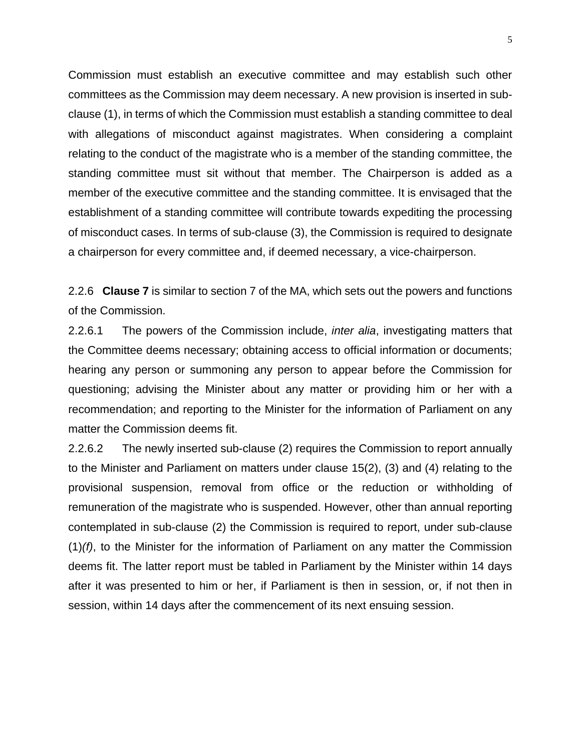Commission must establish an executive committee and may establish such other committees as the Commission may deem necessary. A new provision is inserted in sub-clause (1), in terms of which the Commission must establish a standing committee to deal with allegations of misconduct against magistrates. When considering a complaint relating to the conduct of the magistrate who is a member of the standing committee, the standing committee must sit without that member. The Chairperson is added as a member of the executive committee and the standing committee. It is envisaged that the establishment of a standing committee will contribute towards expediting the processing of misconduct cases. In terms of sub-clause (3), the Commission is required to designate a chairperson for every committee and, if deemed necessary, a vice-chairperson.

2.2.6 **Clause 7** is similar to section 7 of the MA, which sets out the powers and functions of the Commission.

2.2.6.1 The powers of the Commission include, *inter alia*, investigating matters that the Committee deems necessary; obtaining access to official information or documents; hearing any person or summoning any person to appear before the Commission for questioning; advising the Minister about any matter or providing him or her with a recommendation; and reporting to the Minister for the information of Parliament on any matter the Commission deems fit.

2.2.6.2 The newly inserted sub-clause (2) requires the Commission to report annually to the Minister and Parliament on matters under clause 15(2), (3) and (4) relating to the provisional suspension, removal from office or the reduction or withholding of remuneration of the magistrate who is suspended. However, other than annual reporting contemplated in sub-clause (2) the Commission is required to report, under sub-clause (1)*(f)*, to the Minister for the information of Parliament on any matter the Commission deems fit. The latter report must be tabled in Parliament by the Minister within 14 days after it was presented to him or her, if Parliament is then in session, or, if not then in session, within 14 days after the commencement of its next ensuing session.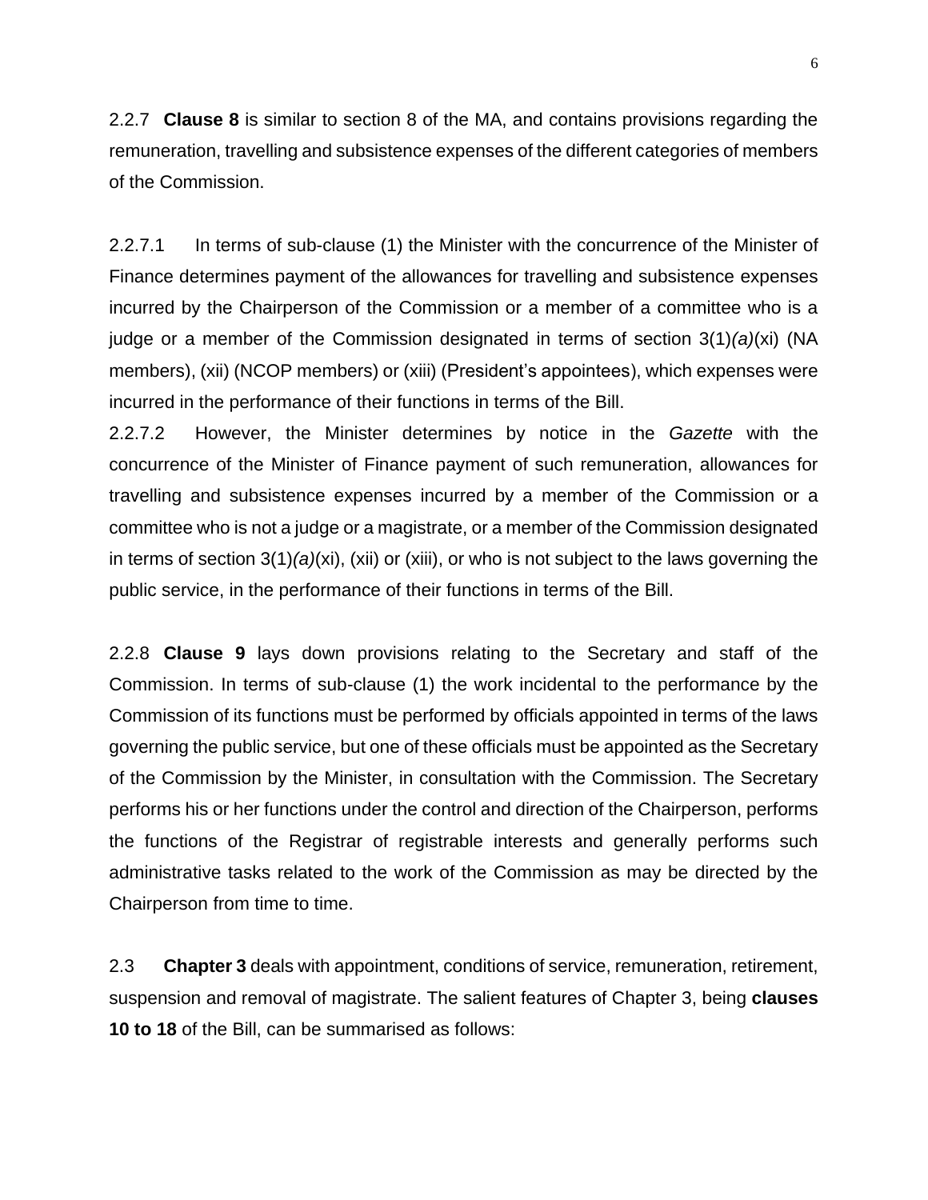2.2.7 **Clause 8** is similar to section 8 of the MA, and contains provisions regarding the remuneration, travelling and subsistence expenses of the different categories of members of the Commission.

2.2.7.1 In terms of sub-clause (1) the Minister with the concurrence of the Minister of Finance determines payment of the allowances for travelling and subsistence expenses incurred by the Chairperson of the Commission or a member of a committee who is a judge or a member of the Commission designated in terms of section 3(1)*(a)*(xi) (NA members), (xii) (NCOP members) or (xiii) (President's appointees), which expenses were incurred in the performance of their functions in terms of the Bill.

2.2.7.2 However, the Minister determines by notice in the *Gazette* with the concurrence of the Minister of Finance payment of such remuneration, allowances for travelling and subsistence expenses incurred by a member of the Commission or a committee who is not a judge or a magistrate, or a member of the Commission designated in terms of section 3(1)*(a)*(xi), (xii) or (xiii), or who is not subject to the laws governing the public service, in the performance of their functions in terms of the Bill.

2.2.8 **Clause 9** lays down provisions relating to the Secretary and staff of the Commission. In terms of sub-clause (1) the work incidental to the performance by the Commission of its functions must be performed by officials appointed in terms of the laws governing the public service, but one of these officials must be appointed as the Secretary of the Commission by the Minister, in consultation with the Commission. The Secretary performs his or her functions under the control and direction of the Chairperson, performs the functions of the Registrar of registrable interests and generally performs such administrative tasks related to the work of the Commission as may be directed by the Chairperson from time to time.

2.3 **Chapter 3** deals with appointment, conditions of service, remuneration, retirement, suspension and removal of magistrate. The salient features of Chapter 3, being **clauses 10 to 18** of the Bill, can be summarised as follows: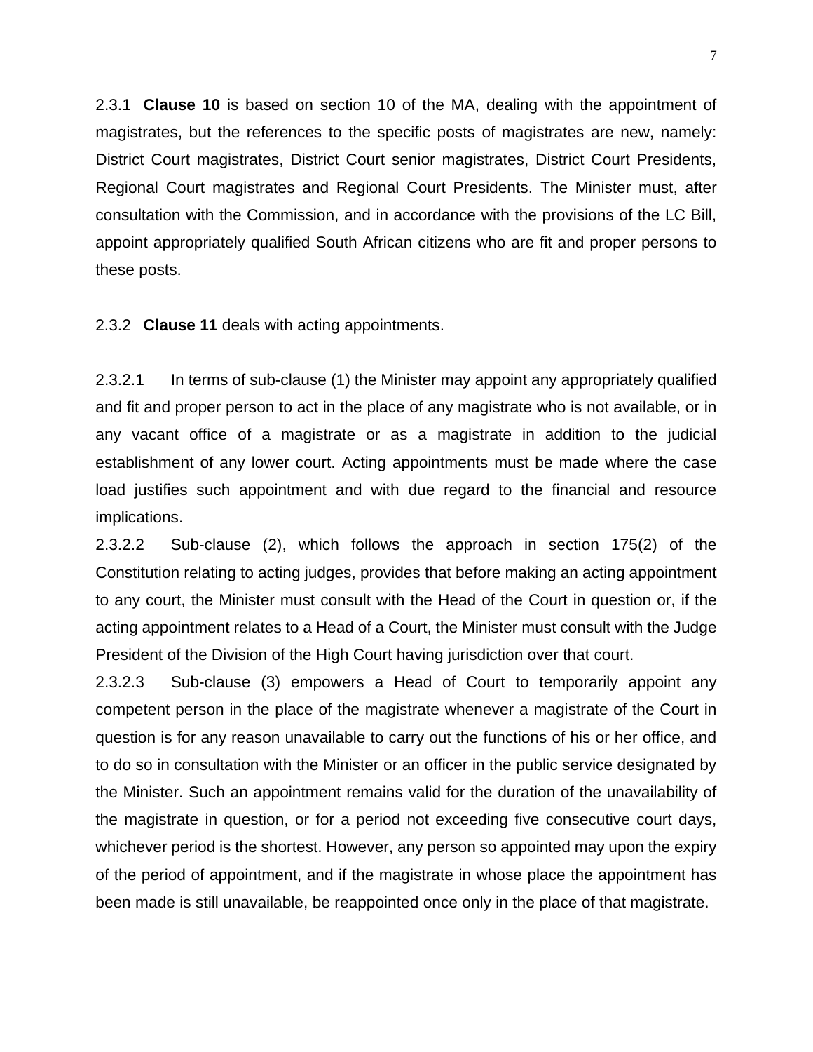2.3.1 **Clause 10** is based on section 10 of the MA, dealing with the appointment of magistrates, but the references to the specific posts of magistrates are new, namely: District Court magistrates, District Court senior magistrates, District Court Presidents, Regional Court magistrates and Regional Court Presidents. The Minister must, after consultation with the Commission, and in accordance with the provisions of the LC Bill, appoint appropriately qualified South African citizens who are fit and proper persons to these posts.

2.3.2 **Clause 11** deals with acting appointments.

2.3.2.1 In terms of sub-clause (1) the Minister may appoint any appropriately qualified and fit and proper person to act in the place of any magistrate who is not available, or in any vacant office of a magistrate or as a magistrate in addition to the judicial establishment of any lower court. Acting appointments must be made where the case load justifies such appointment and with due regard to the financial and resource implications.

2.3.2.2 Sub-clause (2), which follows the approach in section 175(2) of the Constitution relating to acting judges, provides that before making an acting appointment to any court, the Minister must consult with the Head of the Court in question or, if the acting appointment relates to a Head of a Court, the Minister must consult with the Judge President of the Division of the High Court having jurisdiction over that court.

2.3.2.3 Sub-clause (3) empowers a Head of Court to temporarily appoint any competent person in the place of the magistrate whenever a magistrate of the Court in question is for any reason unavailable to carry out the functions of his or her office, and to do so in consultation with the Minister or an officer in the public service designated by the Minister. Such an appointment remains valid for the duration of the unavailability of the magistrate in question, or for a period not exceeding five consecutive court days, whichever period is the shortest. However, any person so appointed may upon the expiry of the period of appointment, and if the magistrate in whose place the appointment has been made is still unavailable, be reappointed once only in the place of that magistrate.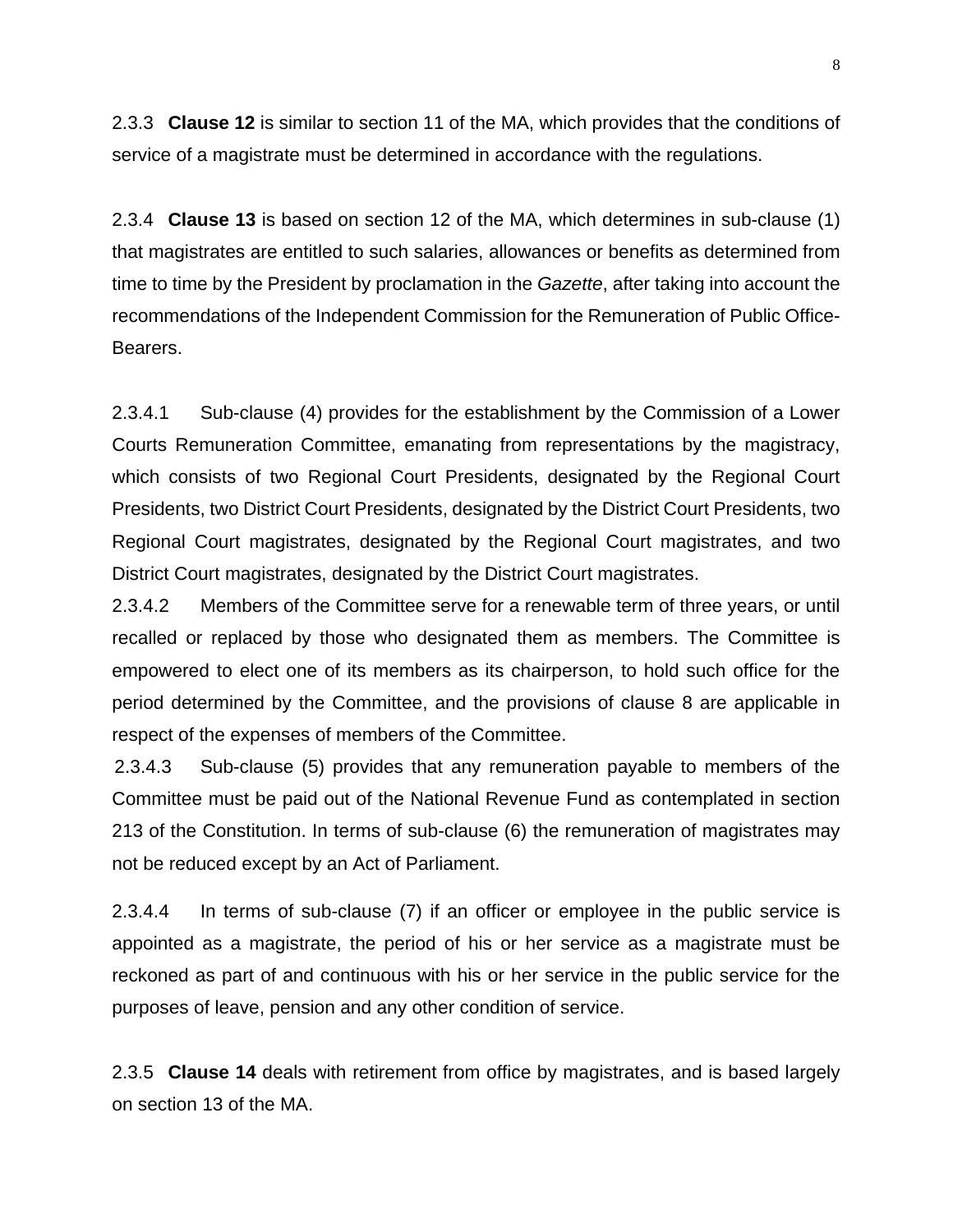2.3.3 **Clause 12** is similar to section 11 of the MA, which provides that the conditions of service of a magistrate must be determined in accordance with the regulations.

2.3.4 **Clause 13** is based on section 12 of the MA, which determines in sub-clause (1) that magistrates are entitled to such salaries, allowances or benefits as determined from time to time by the President by proclamation in the *Gazette*, after taking into account the recommendations of the Independent Commission for the Remuneration of Public Office-Bearers.

2.3.4.1 Sub-clause (4) provides for the establishment by the Commission of a Lower Courts Remuneration Committee, emanating from representations by the magistracy, which consists of two Regional Court Presidents, designated by the Regional Court Presidents, two District Court Presidents, designated by the District Court Presidents, two Regional Court magistrates, designated by the Regional Court magistrates, and two District Court magistrates, designated by the District Court magistrates.

2.3.4.2 Members of the Committee serve for a renewable term of three years, or until recalled or replaced by those who designated them as members. The Committee is empowered to elect one of its members as its chairperson, to hold such office for the period determined by the Committee, and the provisions of clause 8 are applicable in respect of the expenses of members of the Committee.

2.3.4.3 Sub-clause (5) provides that any remuneration payable to members of the Committee must be paid out of the National Revenue Fund as contemplated in section 213 of the Constitution. In terms of sub-clause (6) the remuneration of magistrates may not be reduced except by an Act of Parliament.

2.3.4.4 In terms of sub-clause (7) if an officer or employee in the public service is appointed as a magistrate, the period of his or her service as a magistrate must be reckoned as part of and continuous with his or her service in the public service for the purposes of leave, pension and any other condition of service.

2.3.5 **Clause 14** deals with retirement from office by magistrates, and is based largely on section 13 of the MA.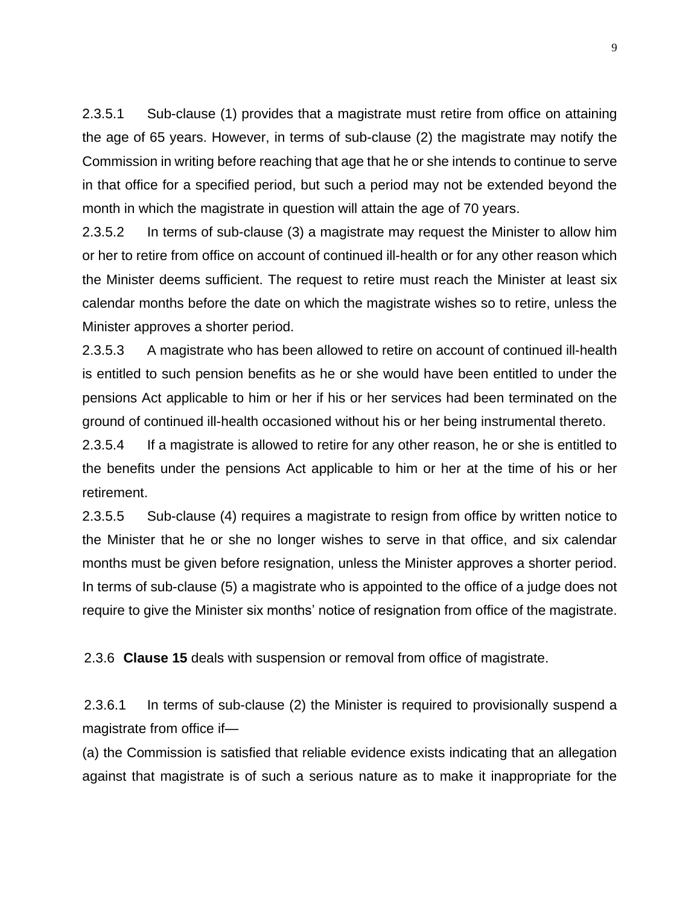2.3.5.1 Sub-clause (1) provides that a magistrate must retire from office on attaining the age of 65 years. However, in terms of sub-clause (2) the magistrate may notify the Commission in writing before reaching that age that he or she intends to continue to serve in that office for a specified period, but such a period may not be extended beyond the month in which the magistrate in question will attain the age of 70 years.

2.3.5.2 In terms of sub-clause (3) a magistrate may request the Minister to allow him or her to retire from office on account of continued ill-health or for any other reason which the Minister deems sufficient. The request to retire must reach the Minister at least six calendar months before the date on which the magistrate wishes so to retire, unless the Minister approves a shorter period.

2.3.5.3 A magistrate who has been allowed to retire on account of continued ill-health is entitled to such pension benefits as he or she would have been entitled to under the pensions Act applicable to him or her if his or her services had been terminated on the ground of continued ill-health occasioned without his or her being instrumental thereto.

2.3.5.4 If a magistrate is allowed to retire for any other reason, he or she is entitled to the benefits under the pensions Act applicable to him or her at the time of his or her retirement.

2.3.5.5 Sub-clause (4) requires a magistrate to resign from office by written notice to the Minister that he or she no longer wishes to serve in that office, and six calendar months must be given before resignation, unless the Minister approves a shorter period. In terms of sub-clause (5) a magistrate who is appointed to the office of a judge does not require to give the Minister six months' notice of resignation from office of the magistrate.

2.3.6 **Clause 15** deals with suspension or removal from office of magistrate.

2.3.6.1 In terms of sub-clause (2) the Minister is required to provisionally suspend a magistrate from office if—

(a) the Commission is satisfied that reliable evidence exists indicating that an allegation against that magistrate is of such a serious nature as to make it inappropriate for the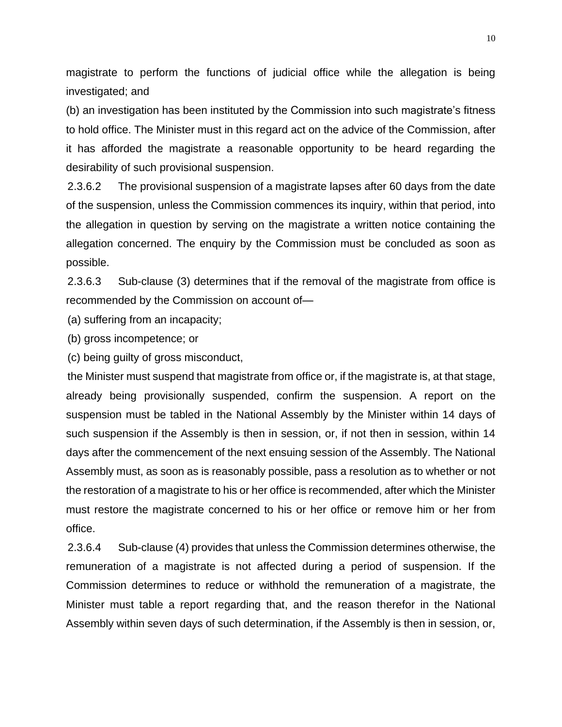magistrate to perform the functions of judicial office while the allegation is being investigated; and

(b) an investigation has been instituted by the Commission into such magistrate's fitness to hold office. The Minister must in this regard act on the advice of the Commission, after it has afforded the magistrate a reasonable opportunity to be heard regarding the desirability of such provisional suspension.

2.3.6.2 The provisional suspension of a magistrate lapses after 60 days from the date of the suspension, unless the Commission commences its inquiry, within that period, into the allegation in question by serving on the magistrate a written notice containing the allegation concerned. The enquiry by the Commission must be concluded as soon as possible.

2.3.6.3 Sub-clause (3) determines that if the removal of the magistrate from office is recommended by the Commission on account of—

(a) suffering from an incapacity;

(b) gross incompetence; or

(c) being guilty of gross misconduct,

the Minister must suspend that magistrate from office or, if the magistrate is, at that stage, already being provisionally suspended, confirm the suspension. A report on the suspension must be tabled in the National Assembly by the Minister within 14 days of such suspension if the Assembly is then in session, or, if not then in session, within 14 days after the commencement of the next ensuing session of the Assembly. The National Assembly must, as soon as is reasonably possible, pass a resolution as to whether or not the restoration of a magistrate to his or her office is recommended, after which the Minister must restore the magistrate concerned to his or her office or remove him or her from office.

2.3.6.4 Sub-clause (4) provides that unless the Commission determines otherwise, the remuneration of a magistrate is not affected during a period of suspension. If the Commission determines to reduce or withhold the remuneration of a magistrate, the Minister must table a report regarding that, and the reason therefor in the National Assembly within seven days of such determination, if the Assembly is then in session, or,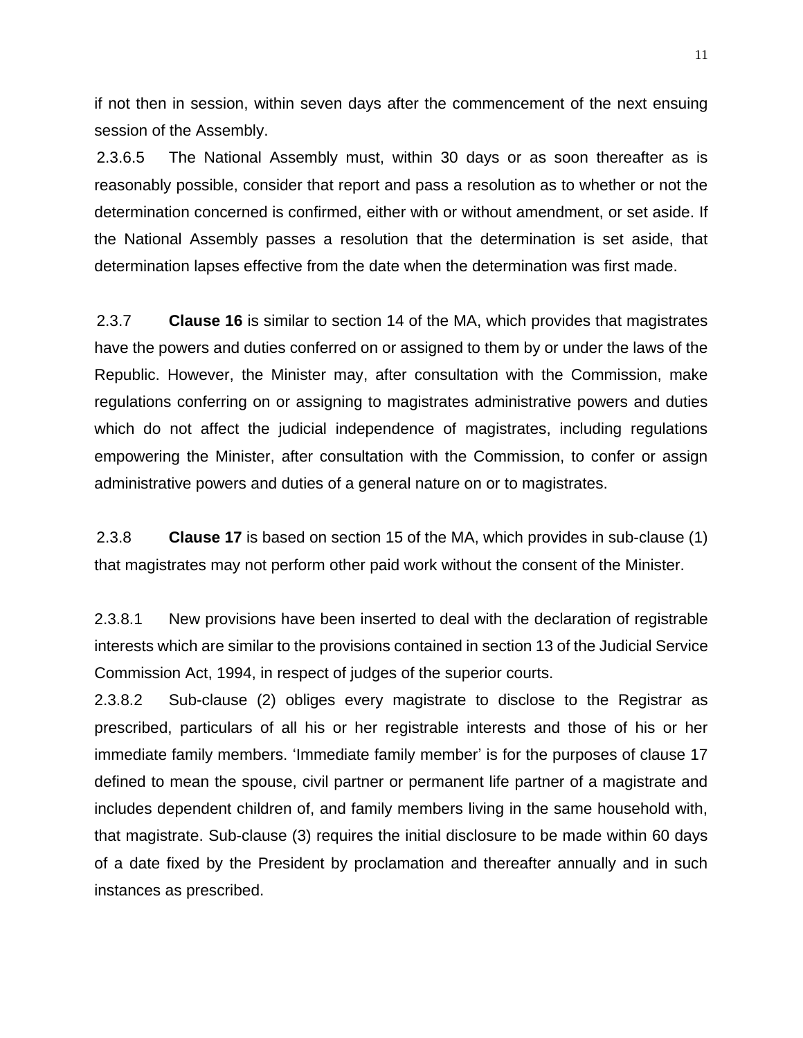if not then in session, within seven days after the commencement of the next ensuing session of the Assembly.

2.3.6.5 The National Assembly must, within 30 days or as soon thereafter as is reasonably possible, consider that report and pass a resolution as to whether or not the determination concerned is confirmed, either with or without amendment, or set aside. If the National Assembly passes a resolution that the determination is set aside, that determination lapses effective from the date when the determination was first made.

2.3.7 **Clause 16** is similar to section 14 of the MA, which provides that magistrates have the powers and duties conferred on or assigned to them by or under the laws of the Republic. However, the Minister may, after consultation with the Commission, make regulations conferring on or assigning to magistrates administrative powers and duties which do not affect the judicial independence of magistrates, including regulations empowering the Minister, after consultation with the Commission, to confer or assign administrative powers and duties of a general nature on or to magistrates.

2.3.8 **Clause 17** is based on section 15 of the MA, which provides in sub-clause (1) that magistrates may not perform other paid work without the consent of the Minister.

2.3.8.1 New provisions have been inserted to deal with the declaration of registrable interests which are similar to the provisions contained in section 13 of the Judicial Service Commission Act, 1994, in respect of judges of the superior courts.

2.3.8.2 Sub-clause (2) obliges every magistrate to disclose to the Registrar as prescribed, particulars of all his or her registrable interests and those of his or her immediate family members. 'Immediate family member' is for the purposes of clause 17 defined to mean the spouse, civil partner or permanent life partner of a magistrate and includes dependent children of, and family members living in the same household with, that magistrate. Sub-clause (3) requires the initial disclosure to be made within 60 days of a date fixed by the President by proclamation and thereafter annually and in such instances as prescribed.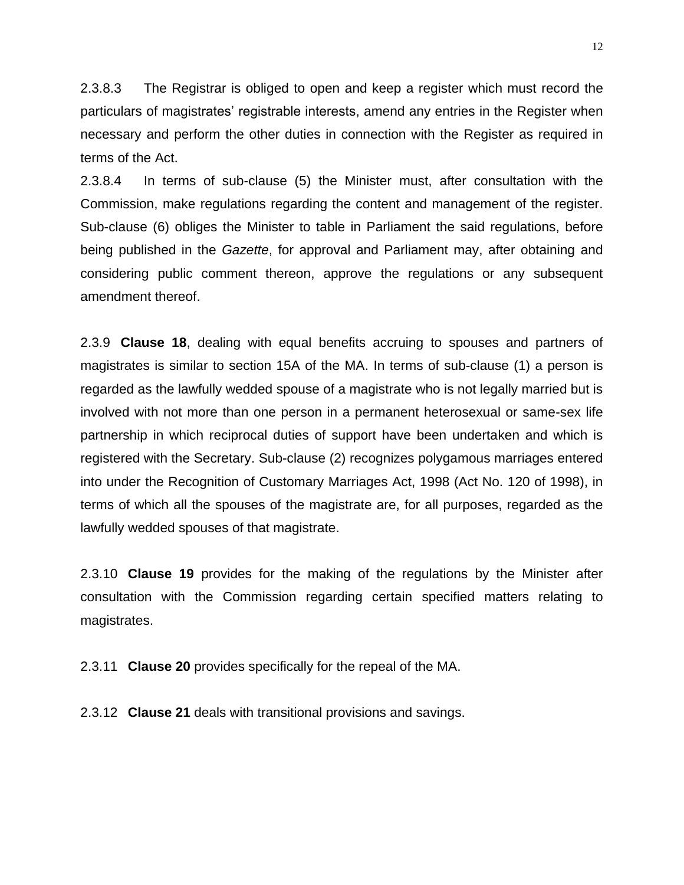2.3.8.3 The Registrar is obliged to open and keep a register which must record the particulars of magistrates' registrable interests, amend any entries in the Register when necessary and perform the other duties in connection with the Register as required in terms of the Act.

2.3.8.4 In terms of sub-clause (5) the Minister must, after consultation with the Commission, make regulations regarding the content and management of the register. Sub-clause (6) obliges the Minister to table in Parliament the said regulations, before being published in the *Gazette*, for approval and Parliament may, after obtaining and considering public comment thereon, approve the regulations or any subsequent amendment thereof.

2.3.9 **Clause 18**, dealing with equal benefits accruing to spouses and partners of magistrates is similar to section 15A of the MA. In terms of sub-clause (1) a person is regarded as the lawfully wedded spouse of a magistrate who is not legally married but is involved with not more than one person in a permanent heterosexual or same-sex life partnership in which reciprocal duties of support have been undertaken and which is registered with the Secretary. Sub-clause (2) recognizes polygamous marriages entered into under the Recognition of Customary Marriages Act, 1998 (Act No. 120 of 1998), in terms of which all the spouses of the magistrate are, for all purposes, regarded as the lawfully wedded spouses of that magistrate.

2.3.10 **Clause 19** provides for the making of the regulations by the Minister after consultation with the Commission regarding certain specified matters relating to magistrates.

2.3.11 **Clause 20** provides specifically for the repeal of the MA.

2.3.12 **Clause 21** deals with transitional provisions and savings.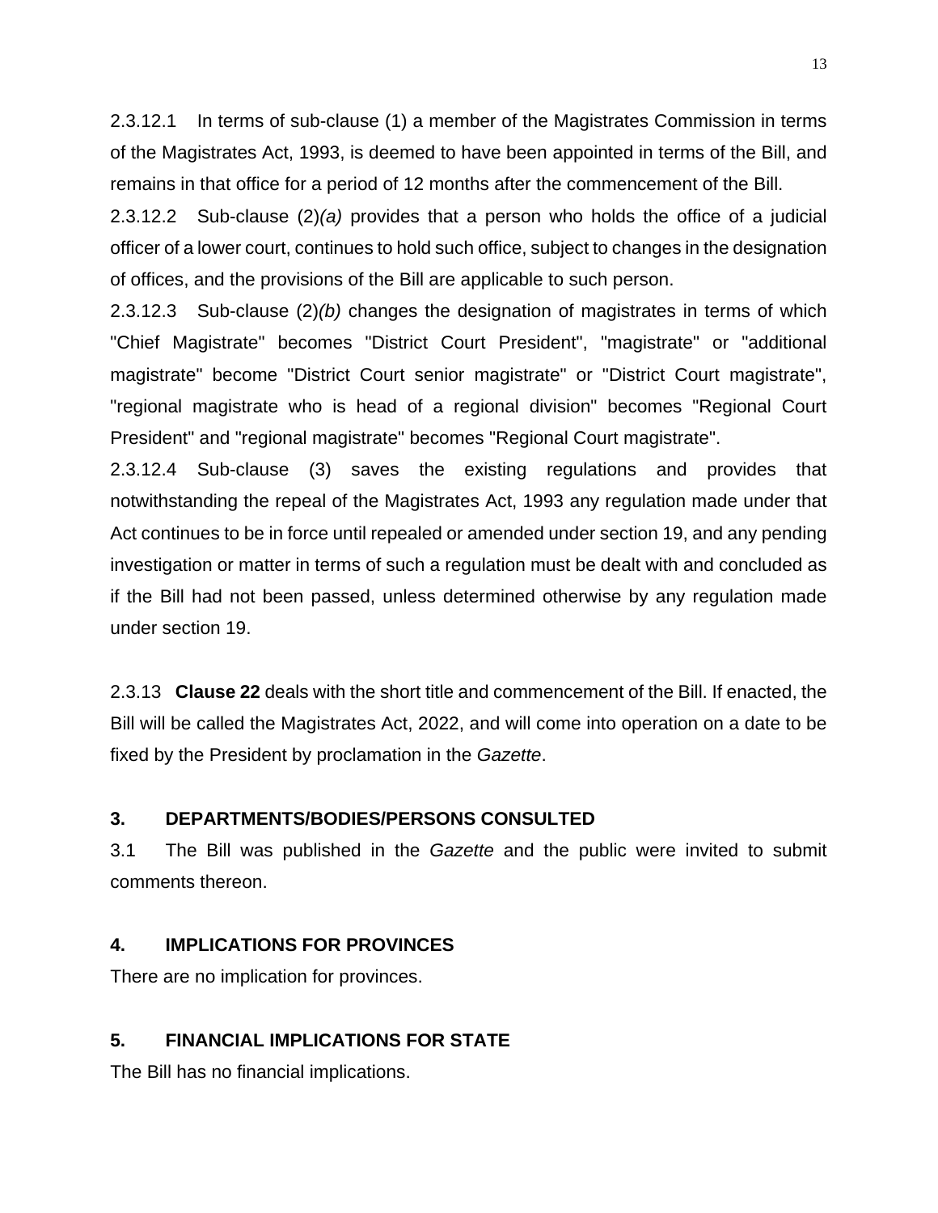2.3.12.1 In terms of sub-clause (1) a member of the Magistrates Commission in terms of the Magistrates Act, 1993, is deemed to have been appointed in terms of the Bill, and remains in that office for a period of 12 months after the commencement of the Bill.

2.3.12.2 Sub-clause (2)*(a)* provides that a person who holds the office of a judicial officer of a lower court, continues to hold such office, subject to changes in the designation of offices, and the provisions of the Bill are applicable to such person.

2.3.12.3 Sub-clause (2)*(b)* changes the designation of magistrates in terms of which "Chief Magistrate" becomes "District Court President", "magistrate" or "additional magistrate" become "District Court senior magistrate" or "District Court magistrate", "regional magistrate who is head of a regional division" becomes "Regional Court President" and "regional magistrate" becomes "Regional Court magistrate".

2.3.12.4 Sub-clause (3) saves the existing regulations and provides that notwithstanding the repeal of the Magistrates Act, 1993 any regulation made under that Act continues to be in force until repealed or amended under section 19, and any pending investigation or matter in terms of such a regulation must be dealt with and concluded as if the Bill had not been passed, unless determined otherwise by any regulation made under section 19.

2.3.13 **Clause 22** deals with the short title and commencement of the Bill. If enacted, the Bill will be called the Magistrates Act, 2022, and will come into operation on a date to be fixed by the President by proclamation in the *Gazette*.

## 3. DEPARTMENTS/BODIES/PERSONS CONSULTED

3.1 The Bill was published in the *Gazette* and the public were invited to submit comments thereon.

## 4. IMPLICATIONS FOR PROVINCES

There are no implication for provinces.

## 5. FINANCIAL IMPLICATIONS FOR STATE

The Bill has no financial implications.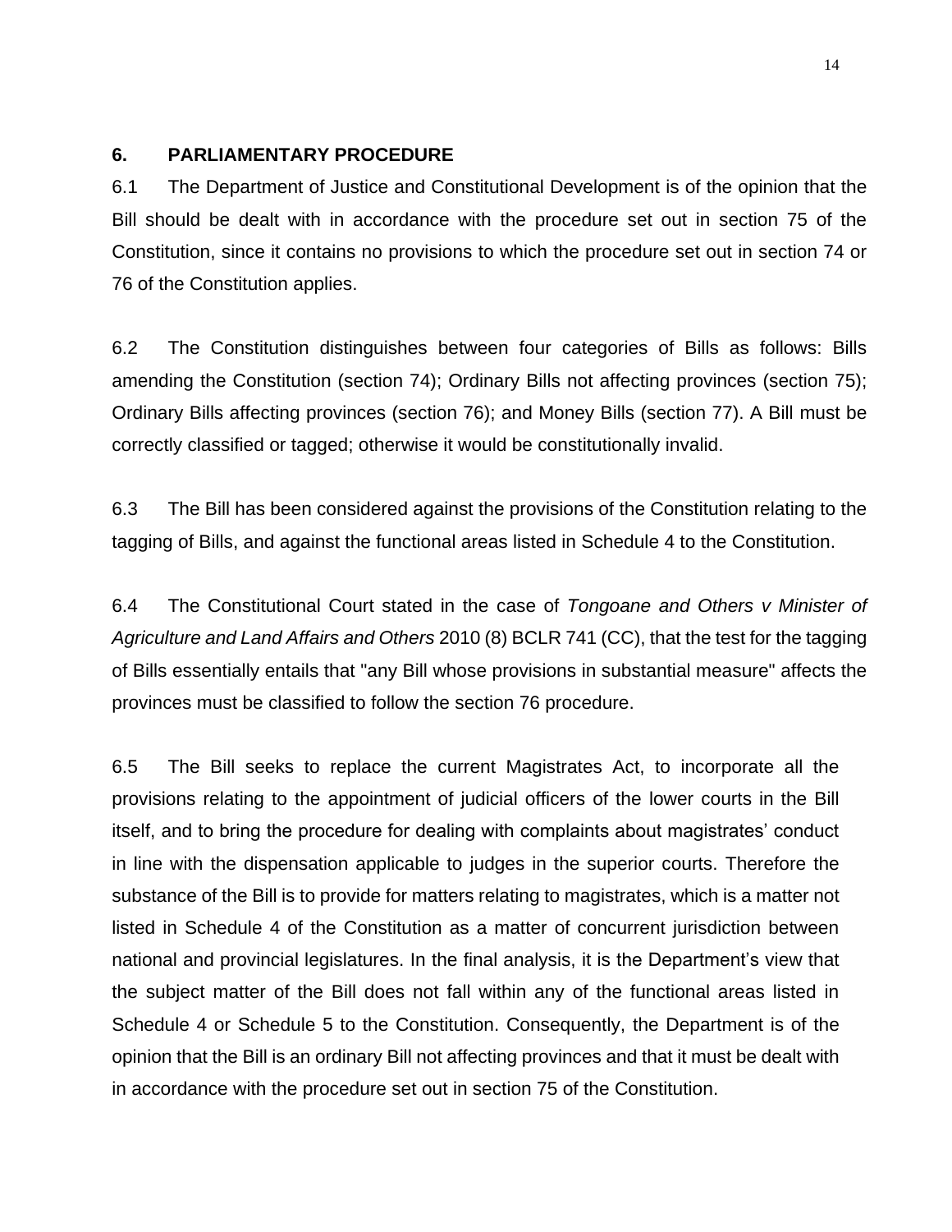## 6. PARLIAMENTARY PROCEDURE

6.1 The Department of Justice and Constitutional Development is of the opinion that the Bill should be dealt with in accordance with the procedure set out in section 75 of the Constitution, since it contains no provisions to which the procedure set out in section 74 or 76 of the Constitution applies.

6.2 The Constitution distinguishes between four categories of Bills as follows: Bills amending the Constitution (section 74); Ordinary Bills not affecting provinces (section 75); Ordinary Bills affecting provinces (section 76); and Money Bills (section 77). A Bill must be correctly classified or tagged; otherwise it would be constitutionally invalid.

6.3 The Bill has been considered against the provisions of the Constitution relating to the tagging of Bills, and against the functional areas listed in Schedule 4 to the Constitution.

6.4 The Constitutional Court stated in the case of *Tongoane and Others v Minister of Agriculture and Land Affairs and Others* 2010 (8) BCLR 741 (CC), that the test for the tagging of Bills essentially entails that "any Bill whose provisions in substantial measure" affects the provinces must be classified to follow the section 76 procedure.

6.5 The Bill seeks to replace the current Magistrates Act, to incorporate all the provisions relating to the appointment of judicial officers of the lower courts in the Bill itself, and to bring the procedure for dealing with complaints about magistrates' conduct in line with the dispensation applicable to judges in the superior courts. Therefore the substance of the Bill is to provide for matters relating to magistrates, which is a matter not listed in Schedule 4 of the Constitution as a matter of concurrent jurisdiction between national and provincial legislatures. In the final analysis, it is the Department's view that the subject matter of the Bill does not fall within any of the functional areas listed in Schedule 4 or Schedule 5 to the Constitution. Consequently, the Department is of the opinion that the Bill is an ordinary Bill not affecting provinces and that it must be dealt with in accordance with the procedure set out in section 75 of the Constitution.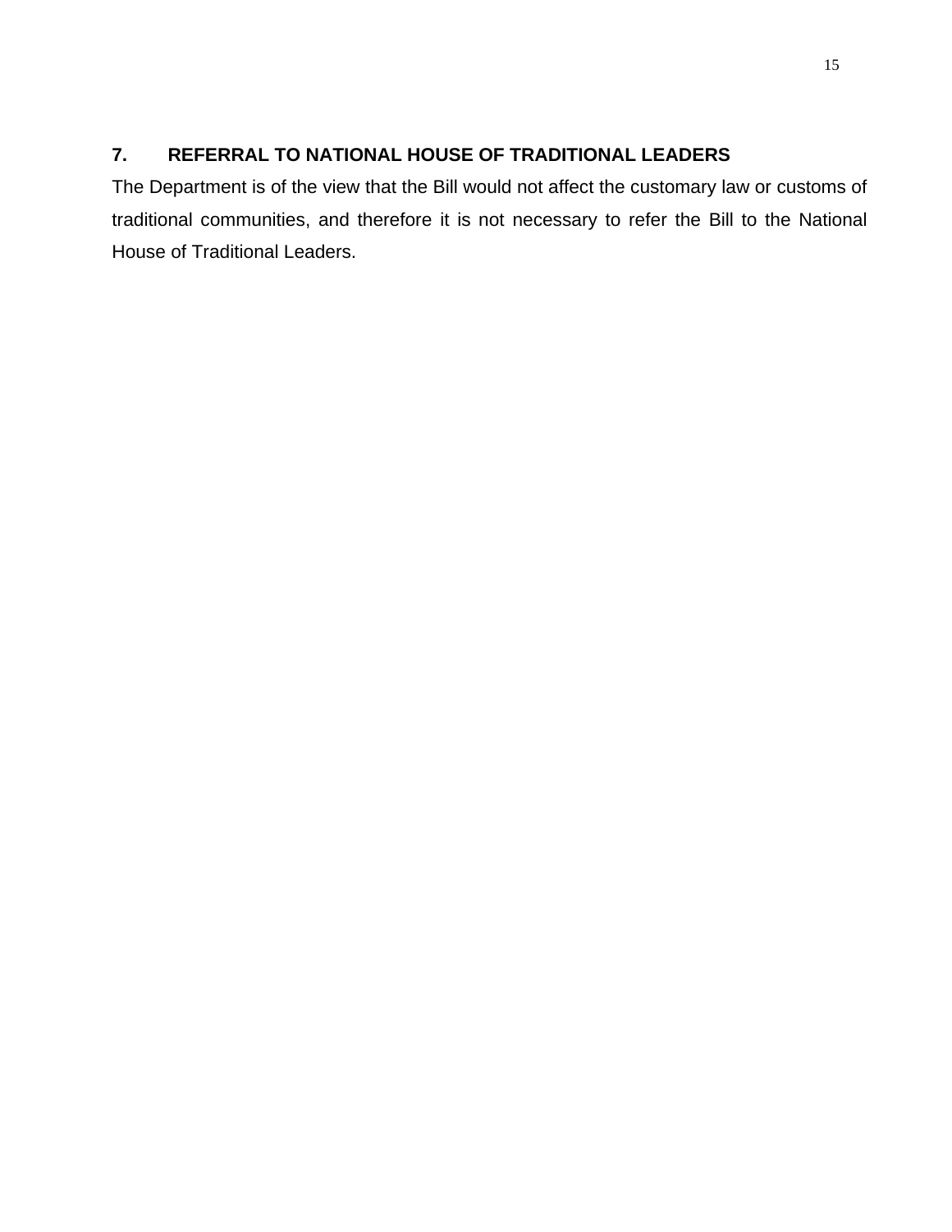## 7. REFERRAL TO NATIONAL HOUSE OF TRADITIONAL LEADERS

The Department is of the view that the Bill would not affect the customary law or customs of traditional communities, and therefore it is not necessary to refer the Bill to the National House of Traditional Leaders.